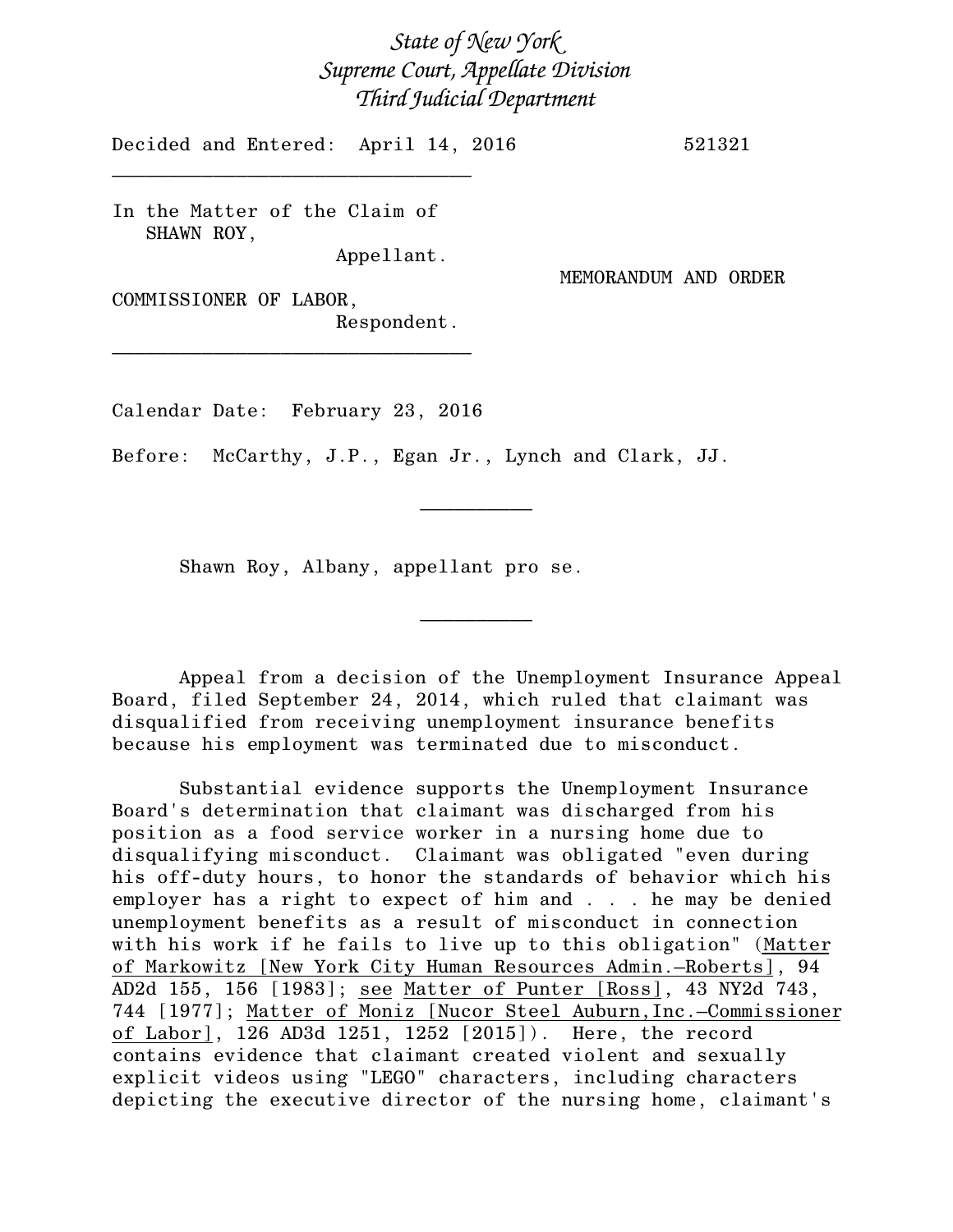*State of New York*
*Supreme Court, Appellate Division*
*Third Judicial Department*

Decided and Entered: April 14, 2016 521321

---

In the Matter of the Claim of
SHAWN ROY,
Appellant.

MEMORANDUM AND ORDER

COMMISSIONER OF LABOR,
Respondent.

---

Calendar Date: February 23, 2016

Before: McCarthy, J.P., Egan Jr., Lynch and Clark, JJ.

---

Shawn Roy, Albany, appellant pro se.

---

Appeal from a decision of the Unemployment Insurance Appeal Board, filed September 24, 2014, which ruled that claimant was disqualified from receiving unemployment insurance benefits because his employment was terminated due to misconduct.

Substantial evidence supports the Unemployment Insurance Board's determination that claimant was discharged from his position as a food service worker in a nursing home due to disqualifying misconduct. Claimant was obligated "even during his off-duty hours, to honor the standards of behavior which his employer has a right to expect of him and . . . he may be denied unemployment benefits as a result of misconduct in connection with his work if he fails to live up to this obligation" (Matter of Markowitz [New York City Human Resources Admin.–Roberts], 94 AD2d 155, 156 [1983]; see Matter of Punter [Ross], 43 NY2d 743, 744 [1977]; Matter of Moniz [Nucor Steel Auburn, Inc.–Commissioner of Labor], 126 AD3d 1251, 1252 [2015]). Here, the record contains evidence that claimant created violent and sexually explicit videos using "LEGO" characters, including characters depicting the executive director of the nursing home, claimant's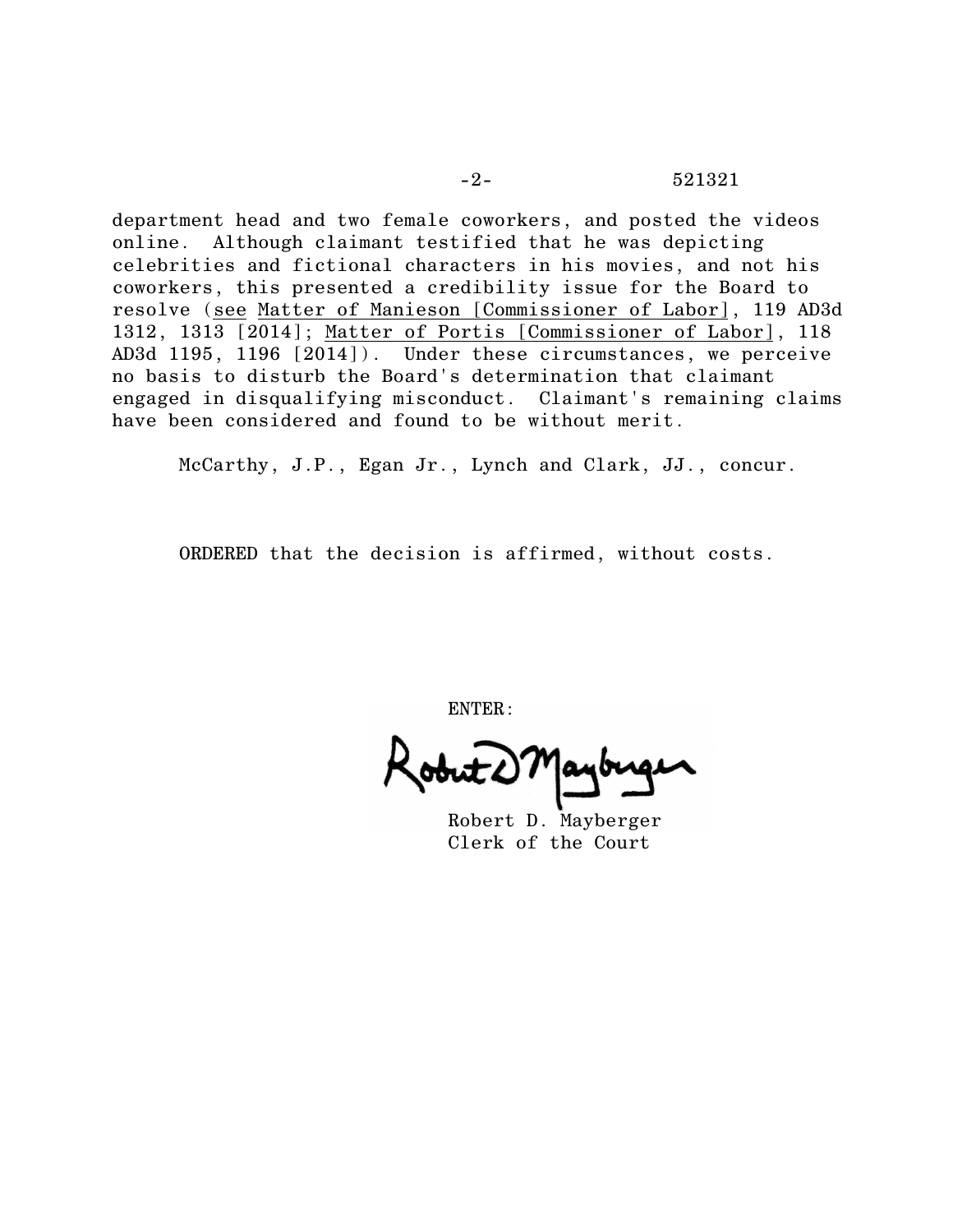department head and two female coworkers, and posted the videos online. Although claimant testified that he was depicting celebrities and fictional characters in his movies, and not his coworkers, this presented a credibility issue for the Board to resolve (see Matter of Manieson [Commissioner of Labor], 119 AD3d 1312, 1313 [2014]; Matter of Portis [Commissioner of Labor], 118 AD3d 1195, 1196 [2014]). Under these circumstances, we perceive no basis to disturb the Board's determination that claimant engaged in disqualifying misconduct. Claimant's remaining claims have been considered and found to be without merit.

McCarthy, J.P., Egan Jr., Lynch and Clark, JJ., concur.

ORDERED that the decision is affirmed, without costs.

ENTER:

Robert D. Mayberger
Clerk of the Court